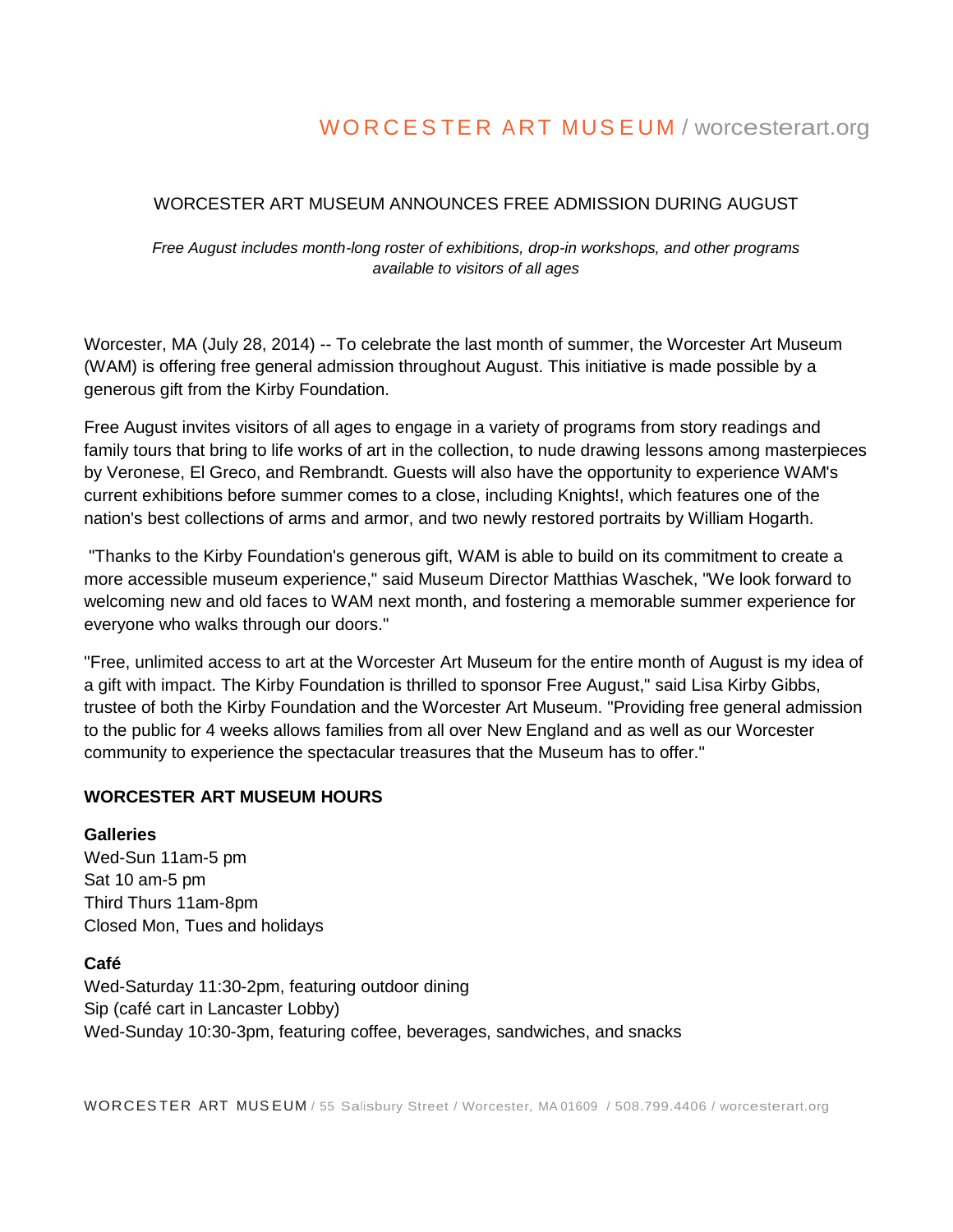# WORCESTER ART MUSEUM / worcesterart.org

## WORCESTER ART MUSEUM ANNOUNCES FREE ADMISSION DURING AUGUST

*Free August includes month-long roster of exhibitions, drop-in workshops, and other programs available to visitors of all ages*

Worcester, MA (July 28, 2014) -- To celebrate the last month of summer, the Worcester Art Museum (WAM) is offering free general admission throughout August. This initiative is made possible by a generous gift from the Kirby Foundation.

Free August invites visitors of all ages to engage in a variety of programs from story readings and family tours that bring to life works of art in the collection, to nude drawing lessons among masterpieces by Veronese, El Greco, and Rembrandt. Guests will also have the opportunity to experience WAM's current exhibitions before summer comes to a close, including Knights!, which features one of the nation's best collections of arms and armor, and two newly restored portraits by William Hogarth.

"Thanks to the Kirby Foundation's generous gift, WAM is able to build on its commitment to create a more accessible museum experience," said Museum Director Matthias Waschek, "We look forward to welcoming new and old faces to WAM next month, and fostering a memorable summer experience for everyone who walks through our doors."

"Free, unlimited access to art at the Worcester Art Museum for the entire month of August is my idea of a gift with impact. The Kirby Foundation is thrilled to sponsor Free August," said Lisa Kirby Gibbs, trustee of both the Kirby Foundation and the Worcester Art Museum. "Providing free general admission to the public for 4 weeks allows families from all over New England and as well as our Worcester community to experience the spectacular treasures that the Museum has to offer."

### WORCESTER ART MUSEUM HOURS

**Galleries**
Wed-Sun 11am-5 pm
Sat 10 am-5 pm
Third Thurs 11am-8pm
Closed Mon, Tues and holidays

**Café**
Wed-Saturday 11:30-2pm, featuring outdoor dining
Sip (café cart in Lancaster Lobby)
Wed-Sunday 10:30-3pm, featuring coffee, beverages, sandwiches, and snacks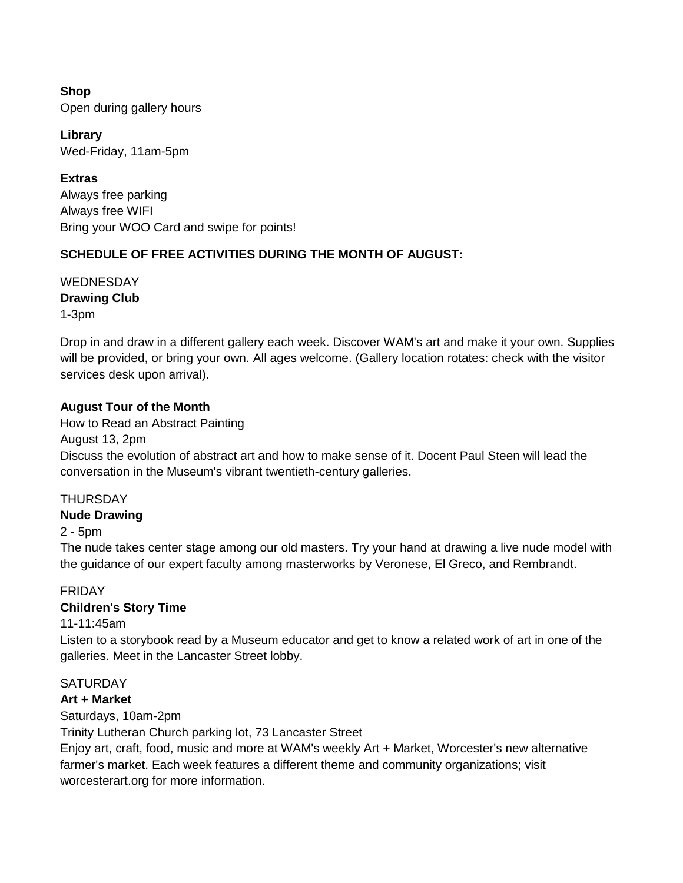**Shop**
Open during gallery hours

**Library**
Wed-Friday, 11am-5pm

**Extras**
Always free parking
Always free WIFI
Bring your WOO Card and swipe for points!

**SCHEDULE OF FREE ACTIVITIES DURING THE MONTH OF AUGUST:**

WEDNESDAY
**Drawing Club**
1-3pm

Drop in and draw in a different gallery each week. Discover WAM's art and make it your own. Supplies will be provided, or bring your own. All ages welcome. (Gallery location rotates: check with the visitor services desk upon arrival).

**August Tour of the Month**
How to Read an Abstract Painting
August 13, 2pm
Discuss the evolution of abstract art and how to make sense of it. Docent Paul Steen will lead the conversation in the Museum's vibrant twentieth-century galleries.

THURSDAY
**Nude Drawing**
2 - 5pm
The nude takes center stage among our old masters. Try your hand at drawing a live nude model with the guidance of our expert faculty among masterworks by Veronese, El Greco, and Rembrandt.

FRIDAY
**Children's Story Time**
11-11:45am
Listen to a storybook read by a Museum educator and get to know a related work of art in one of the galleries. Meet in the Lancaster Street lobby.

SATURDAY
**Art + Market**
Saturdays, 10am-2pm
Trinity Lutheran Church parking lot, 73 Lancaster Street
Enjoy art, craft, food, music and more at WAM's weekly Art + Market, Worcester's new alternative farmer's market. Each week features a different theme and community organizations; visit worcesterart.org for more information.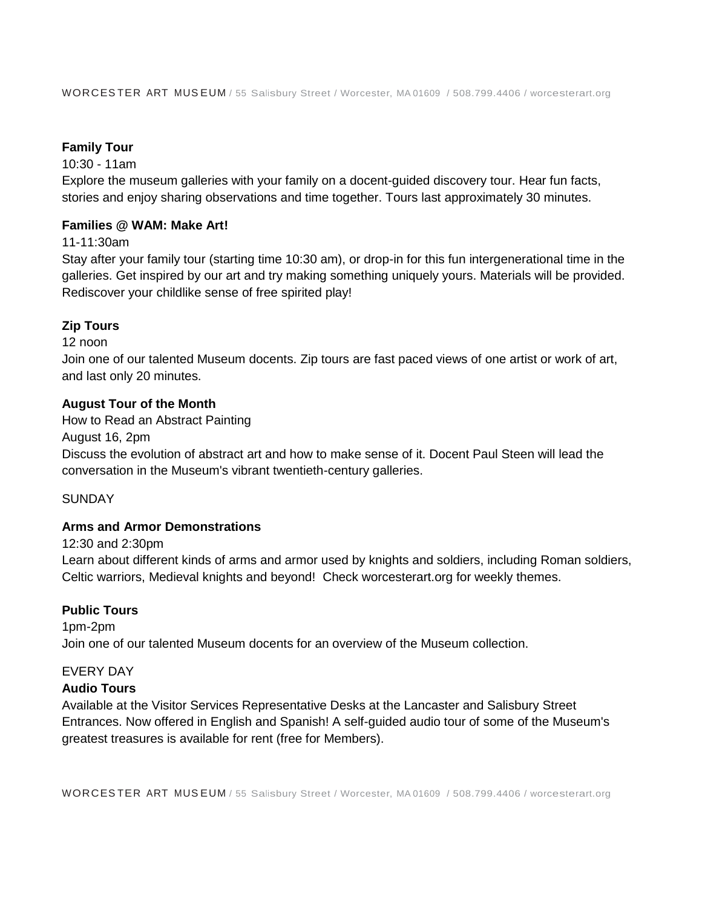**Family Tour**

10:30 - 11am

Explore the museum galleries with your family on a docent-guided discovery tour. Hear fun facts, stories and enjoy sharing observations and time together. Tours last approximately 30 minutes.

**Families @ WAM: Make Art!**

11-11:30am

Stay after your family tour (starting time 10:30 am), or drop-in for this fun intergenerational time in the galleries. Get inspired by our art and try making something uniquely yours. Materials will be provided. Rediscover your childlike sense of free spirited play!

**Zip Tours**

12 noon

Join one of our talented Museum docents. Zip tours are fast paced views of one artist or work of art, and last only 20 minutes.

**August Tour of the Month**

How to Read an Abstract Painting

August 16, 2pm

Discuss the evolution of abstract art and how to make sense of it. Docent Paul Steen will lead the conversation in the Museum's vibrant twentieth-century galleries.

SUNDAY

**Arms and Armor Demonstrations**

12:30 and 2:30pm

Learn about different kinds of arms and armor used by knights and soldiers, including Roman soldiers, Celtic warriors, Medieval knights and beyond! Check worcesterart.org for weekly themes.

**Public Tours**

1pm-2pm

Join one of our talented Museum docents for an overview of the Museum collection.

EVERY DAY

**Audio Tours**

Available at the Visitor Services Representative Desks at the Lancaster and Salisbury Street Entrances. Now offered in English and Spanish! A self-guided audio tour of some of the Museum's greatest treasures is available for rent (free for Members).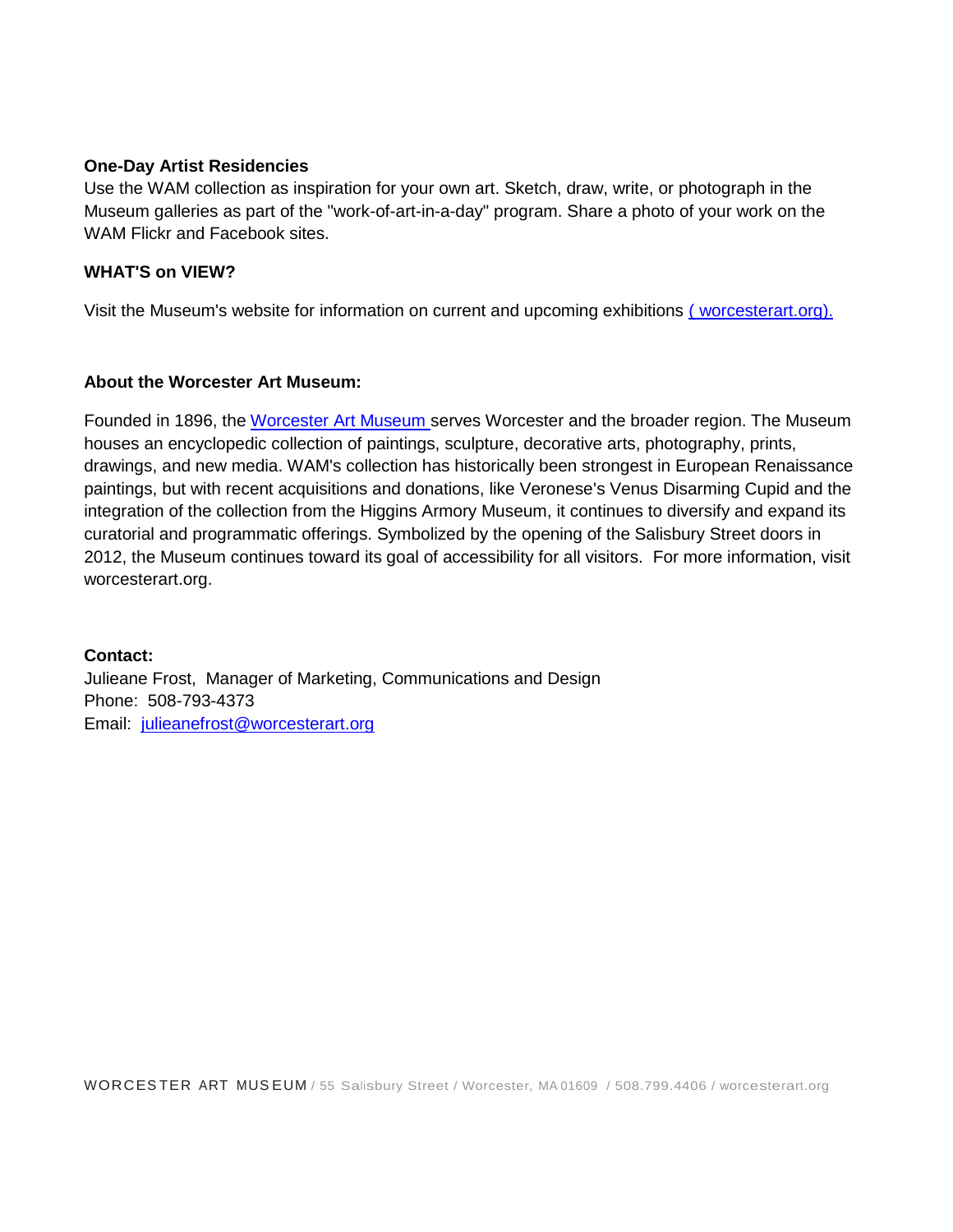**One-Day Artist Residencies**
Use the WAM collection as inspiration for your own art. Sketch, draw, write, or photograph in the Museum galleries as part of the "work-of-art-in-a-day" program. Share a photo of your work on the WAM Flickr and Facebook sites.

**WHAT'S on VIEW?**

Visit the Museum's website for information on current and upcoming exhibitions ( worcesterart.org).

**About the Worcester Art Museum:**

Founded in 1896, the Worcester Art Museum serves Worcester and the broader region. The Museum houses an encyclopedic collection of paintings, sculpture, decorative arts, photography, prints, drawings, and new media. WAM's collection has historically been strongest in European Renaissance paintings, but with recent acquisitions and donations, like Veronese's Venus Disarming Cupid and the integration of the collection from the Higgins Armory Museum, it continues to diversify and expand its curatorial and programmatic offerings. Symbolized by the opening of the Salisbury Street doors in 2012, the Museum continues toward its goal of accessibility for all visitors. For more information, visit worcesterart.org.

**Contact:**
Julieane Frost, Manager of Marketing, Communications and Design
Phone: 508-793-4373
Email: julieanefrost@worcesterart.org

WORCESTER ART MUSEUM / 55 Salisbury Street / Worcester, MA 01609 / 508.799.4406 / worcesterart.org